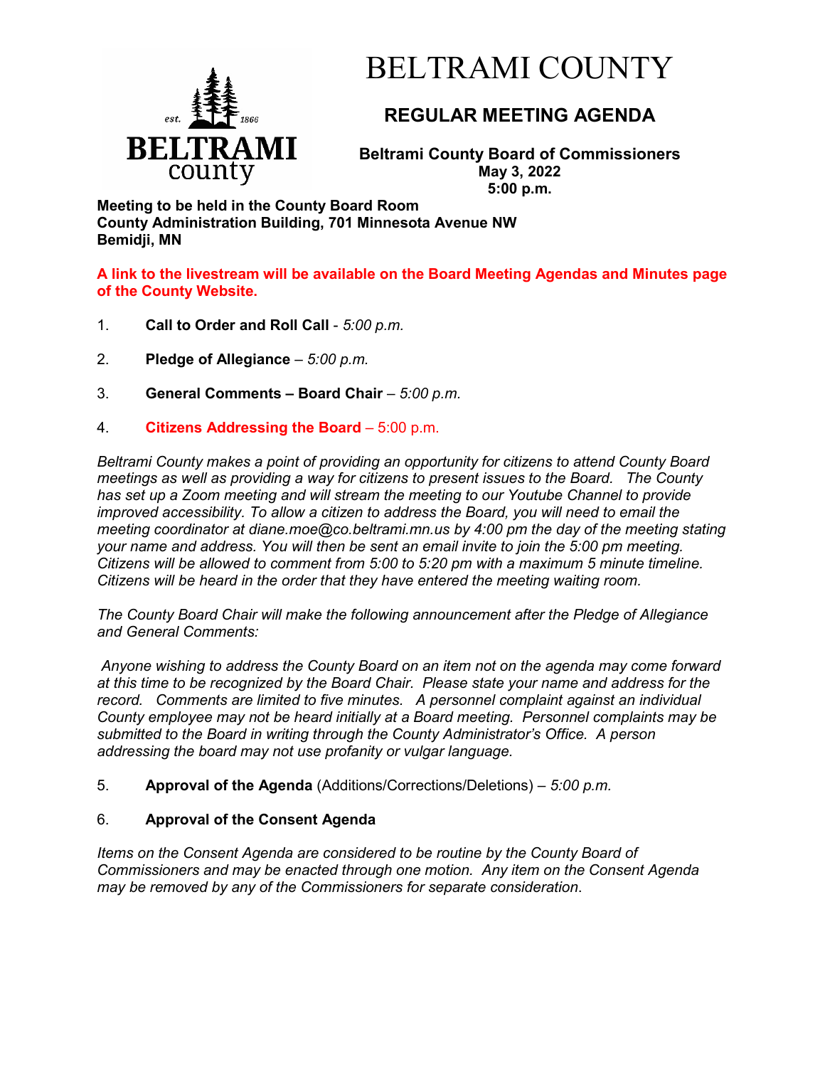# BELTRAMI COUNTY

## REGULAR MEETING AGENDA

**Beltrami County Board of Commissioners**
**May 3, 2022**
**5:00 p.m.**

**Meeting to be held in the County Board Room**
**County Administration Building, 701 Minnesota Avenue NW**
**Bemidji, MN**

**A link to the livestream will be available on the Board Meeting Agendas and Minutes page of the County Website.**

1. **Call to Order and Roll Call** - *5:00 p.m.*

2. **Pledge of Allegiance** – *5:00 p.m.*

3. **General Comments – Board Chair** – *5:00 p.m.*

4. **Citizens Addressing the Board** – 5:00 p.m.

*Beltrami County makes a point of providing an opportunity for citizens to attend County Board meetings as well as providing a way for citizens to present issues to the Board. The County has set up a Zoom meeting and will stream the meeting to our Youtube Channel to provide improved accessibility. To allow a citizen to address the Board, you will need to email the meeting coordinator at diane.moe@co.beltrami.mn.us by 4:00 pm the day of the meeting stating your name and address. You will then be sent an email invite to join the 5:00 pm meeting. Citizens will be allowed to comment from 5:00 to 5:20 pm with a maximum 5 minute timeline. Citizens will be heard in the order that they have entered the meeting waiting room.*

*The County Board Chair will make the following announcement after the Pledge of Allegiance and General Comments:*

*Anyone wishing to address the County Board on an item not on the agenda may come forward at this time to be recognized by the Board Chair. Please state your name and address for the record. Comments are limited to five minutes. A personnel complaint against an individual County employee may not be heard initially at a Board meeting. Personnel complaints may be submitted to the Board in writing through the County Administrator's Office. A person addressing the board may not use profanity or vulgar language.*

5. **Approval of the Agenda** (Additions/Corrections/Deletions) – *5:00 p.m.*

6. **Approval of the Consent Agenda**

*Items on the Consent Agenda are considered to be routine by the County Board of Commissioners and may be enacted through one motion. Any item on the Consent Agenda may be removed by any of the Commissioners for separate consideration.*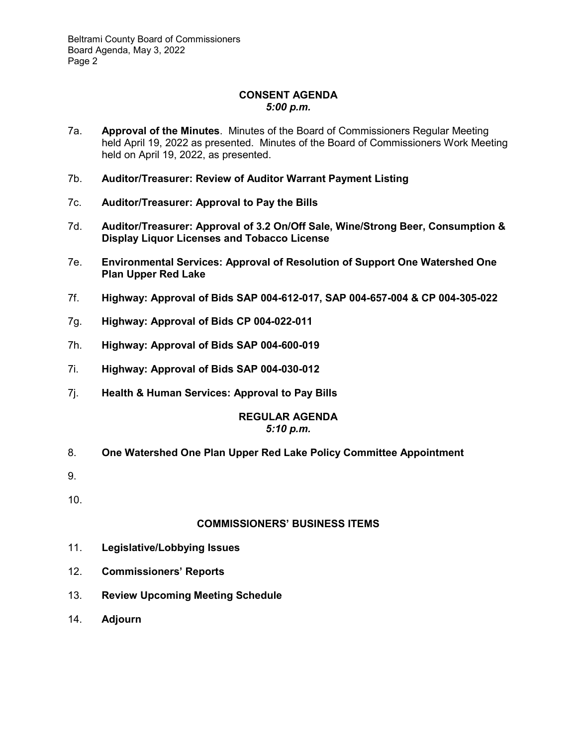## CONSENT AGENDA
*5:00 p.m.*

7a. **Approval of the Minutes**. Minutes of the Board of Commissioners Regular Meeting held April 19, 2022 as presented. Minutes of the Board of Commissioners Work Meeting held on April 19, 2022, as presented.

7b. **Auditor/Treasurer: Review of Auditor Warrant Payment Listing**

7c. **Auditor/Treasurer: Approval to Pay the Bills**

7d. **Auditor/Treasurer: Approval of 3.2 On/Off Sale, Wine/Strong Beer, Consumption & Display Liquor Licenses and Tobacco License**

7e. **Environmental Services: Approval of Resolution of Support One Watershed One Plan Upper Red Lake**

7f. **Highway: Approval of Bids SAP 004-612-017, SAP 004-657-004 & CP 004-305-022**

7g. **Highway: Approval of Bids CP 004-022-011**

7h. **Highway: Approval of Bids SAP 004-600-019**

7i. **Highway: Approval of Bids SAP 004-030-012**

7j. **Health & Human Services: Approval to Pay Bills**

## REGULAR AGENDA
*5:10 p.m.*

8. **One Watershed One Plan Upper Red Lake Policy Committee Appointment**

9.

10.

## COMMISSIONERS' BUSINESS ITEMS

11. **Legislative/Lobbying Issues**

12. **Commissioners' Reports**

13. **Review Upcoming Meeting Schedule**

14. **Adjourn**